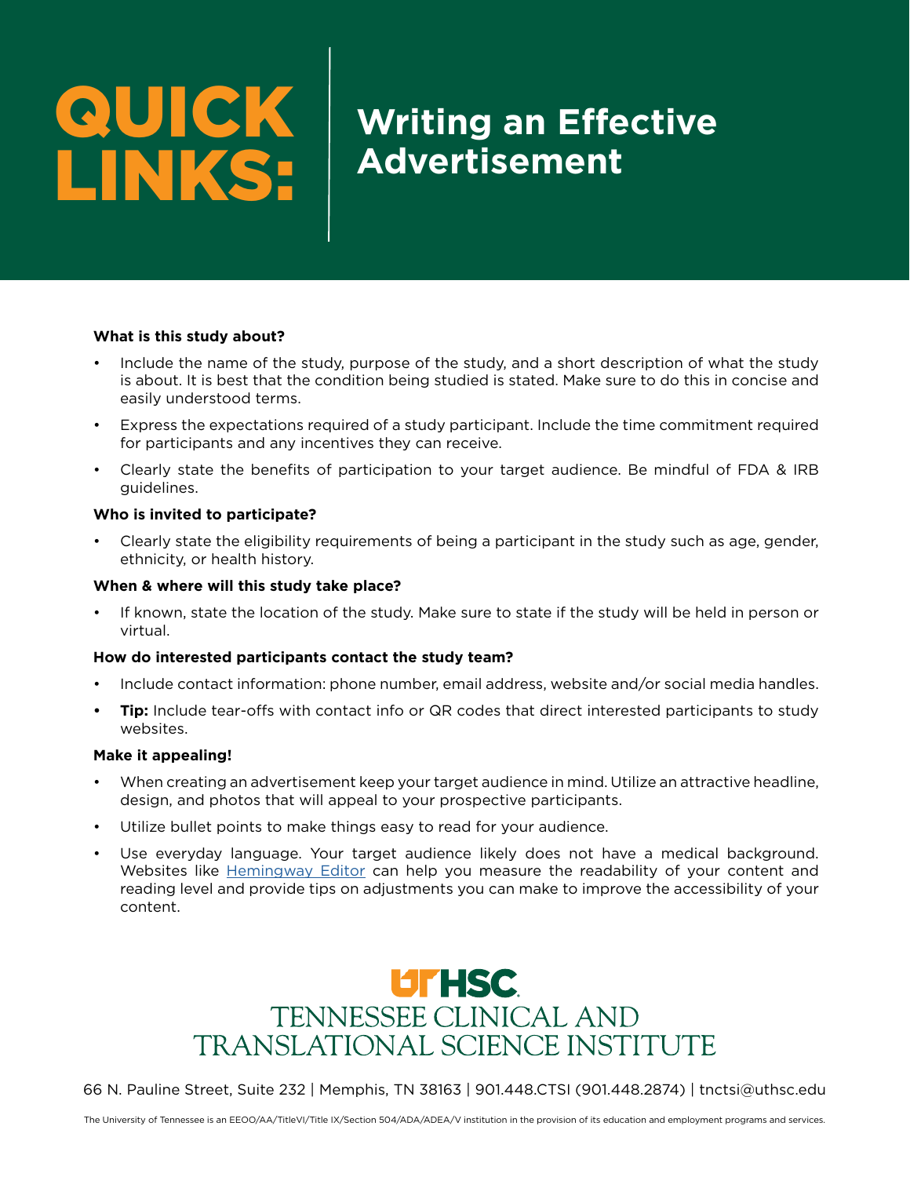# QUICK LINKS: Writing an Effective Advertisement

**What is this study about?**

- Include the name of the study, purpose of the study, and a short description of what the study is about. It is best that the condition being studied is stated. Make sure to do this in concise and easily understood terms.
- Express the expectations required of a study participant. Include the time commitment required for participants and any incentives they can receive.
- Clearly state the benefits of participation to your target audience. Be mindful of FDA & IRB guidelines.

**Who is invited to participate?**

- Clearly state the eligibility requirements of being a participant in the study such as age, gender, ethnicity, or health history.

**When & where will this study take place?**

- If known, state the location of the study. Make sure to state if the study will be held in person or virtual.

**How do interested participants contact the study team?**

- Include contact information: phone number, email address, website and/or social media handles.
- **Tip:** Include tear-offs with contact info or QR codes that direct interested participants to study websites.

**Make it appealing!**

- When creating an advertisement keep your target audience in mind. Utilize an attractive headline, design, and photos that will appeal to your prospective participants.
- Utilize bullet points to make things easy to read for your audience.
- Use everyday language. Your target audience likely does not have a medical background. Websites like Hemingway Editor can help you measure the readability of your content and reading level and provide tips on adjustments you can make to improve the accessibility of your content.

UTHSC
TENNESSEE CLINICAL AND TRANSLATIONAL SCIENCE INSTITUTE

66 N. Pauline Street, Suite 232 | Memphis, TN 38163 | 901.448.CTSI (901.448.2874) | tnctsi@uthsc.edu

The University of Tennessee is an EEOO/AA/TitleVI/Title IX/Section 504/ADA/ADEA/V institution in the provision of its education and employment programs and services.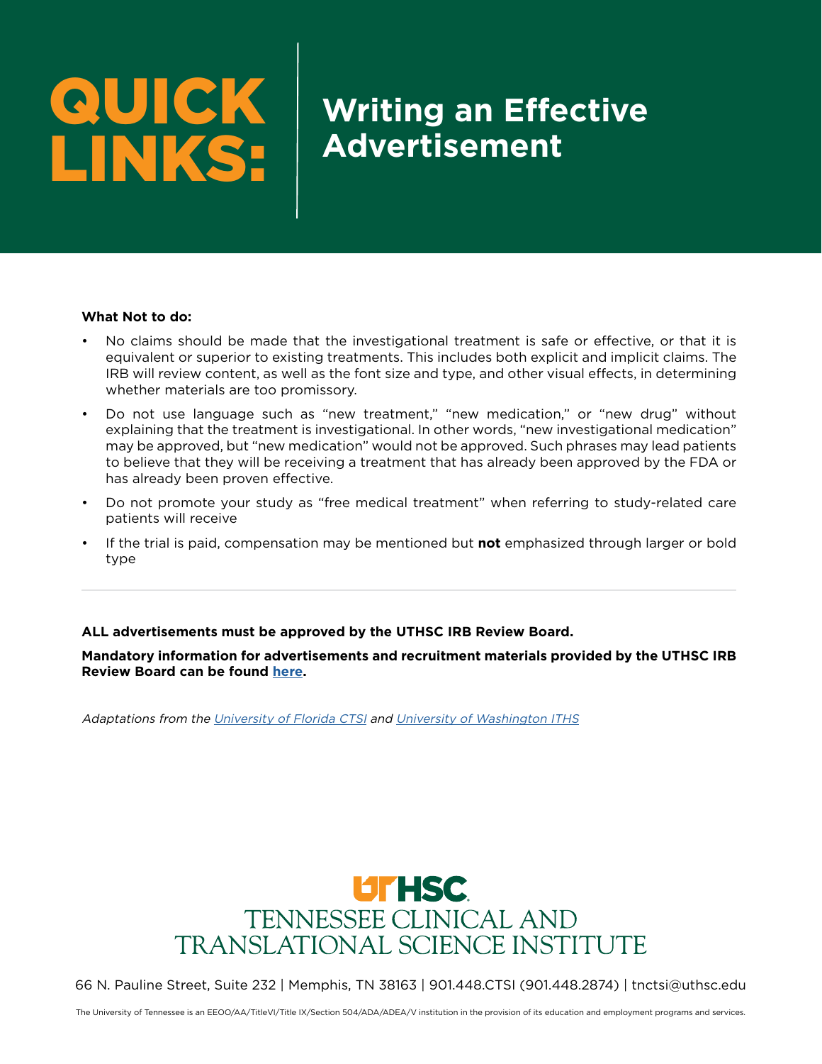# QUICK LINKS: Writing an Effective Advertisement

**What Not to do:**

- No claims should be made that the investigational treatment is safe or effective, or that it is equivalent or superior to existing treatments. This includes both explicit and implicit claims. The IRB will review content, as well as the font size and type, and other visual effects, in determining whether materials are too promissory.
- Do not use language such as "new treatment," "new medication," or "new drug" without explaining that the treatment is investigational. In other words, "new investigational medication" may be approved, but "new medication" would not be approved. Such phrases may lead patients to believe that they will be receiving a treatment that has already been approved by the FDA or has already been proven effective.
- Do not promote your study as "free medical treatment" when referring to study-related care patients will receive
- If the trial is paid, compensation may be mentioned but **not** emphasized through larger or bold type

---

**ALL advertisements must be approved by the UTHSC IRB Review Board.**

**Mandatory information for advertisements and recruitment materials provided by the UTHSC IRB Review Board can be found here.**

*Adaptations from the University of Florida CTSI and University of Washington ITHS*

UTHSC
TENNESSEE CLINICAL AND TRANSLATIONAL SCIENCE INSTITUTE

66 N. Pauline Street, Suite 232 | Memphis, TN 38163 | 901.448.CTSI (901.448.2874) | tnctsi@uthsc.edu

The University of Tennessee is an EEOO/AA/TitleVI/Title IX/Section 504/ADA/ADEA/V institution in the provision of its education and employment programs and services.